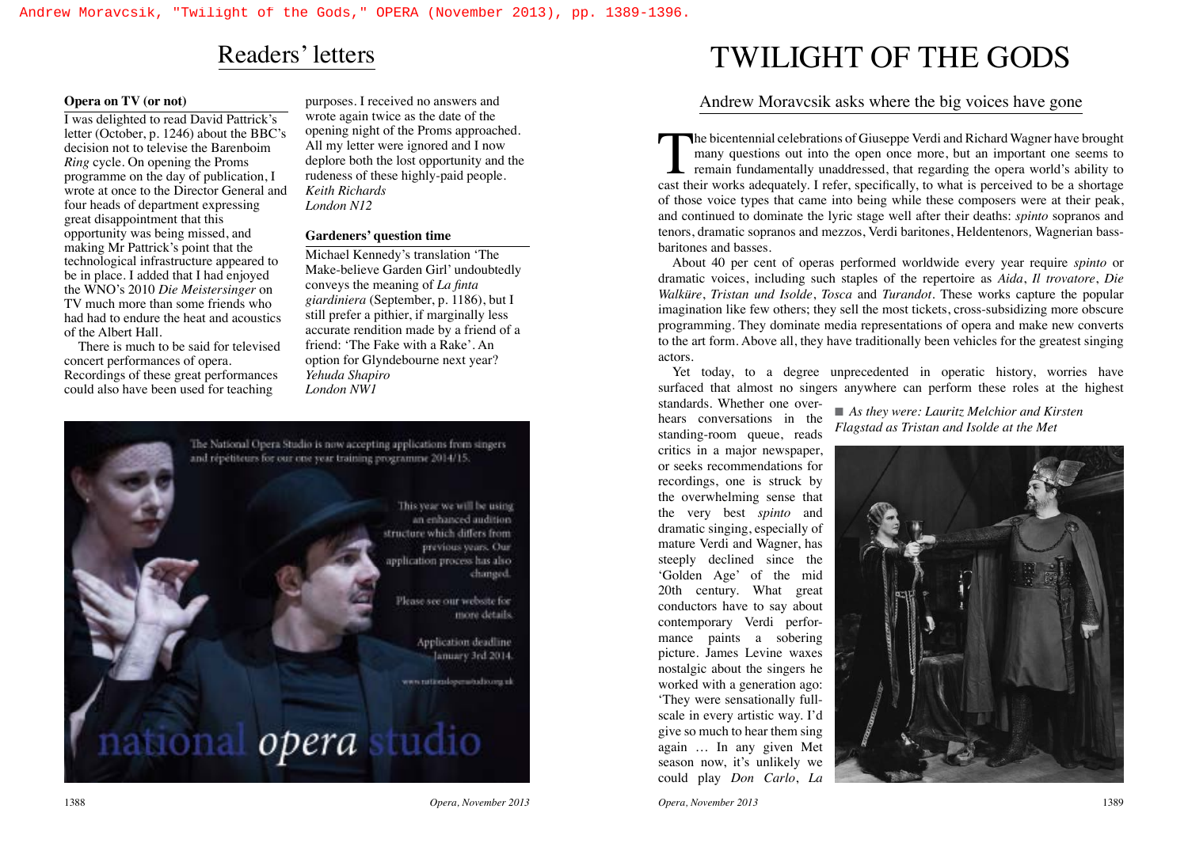Andrew Moravcsik, "Twilight of the Gods," OPERA (November 2013), pp. 1389-1396.

## Readers' letters

### Opera on TV (or not)

I was delighted to read David Pattrick's letter (October, p. 1246) about the BBC's decision not to televise the Barenboim *Ring* cycle. On opening the Proms programme on the day of publication, I wrote at once to the Director General and four heads of department expressing great disappointment that this opportunity was being missed, and making Mr Pattrick's point that the technological infrastructure appeared to be in place. I added that I had enjoyed the WNO's 2010 *Die Meistersinger* on TV much more than some friends who had had to endure the heat and acoustics of the Albert Hall.

There is much to be said for televised concert performances of opera. Recordings of these great performances could also have been used for teaching purposes. I received no answers and wrote again twice as the date of the opening night of the Proms approached. All my letter were ignored and I now deplore both the lost opportunity and the rudeness of these highly-paid people.

*Keith Richards*
*London N12*

### Gardeners' question time

Michael Kennedy's translation 'The Make-believe Garden Girl' undoubtedly conveys the meaning of *La finta giardiniera* (September, p. 1186), but I still prefer a pithier, if marginally less accurate rendition made by a friend of a friend: 'The Fake with a Rake'. An option for Glyndebourne next year?

*Yehuda Shapiro*
*London NW1*

The National Opera Studio is now accepting applications from singers and répétiteurs for our one year training programme 2014/15.

This year we will be using an enhanced audition structure which differs from previous years. Our application process has also changed.

Please see our website for more details.

Application deadline January 3rd 2014.

www.nationaloperastudio.org.uk

national opera studio

# TWILIGHT OF THE GODS

## Andrew Moravcsik asks where the big voices have gone

The bicentennial celebrations of Giuseppe Verdi and Richard Wagner have brought many questions out into the open once more, but an important one seems to remain fundamentally unaddressed, that regarding the opera world's ability to cast their works adequately. I refer, specifically, to what is perceived to be a shortage of those voice types that came into being while these composers were at their peak, and continued to dominate the lyric stage well after their deaths: *spinto* sopranos and tenors, dramatic sopranos and mezzos, Verdi baritones, Heldentenors, Wagnerian bass-baritones and basses.

About 40 per cent of operas performed worldwide every year require *spinto* or dramatic voices, including such staples of the repertoire as *Aida*, *Il trovatore*, *Die Walküre*, *Tristan und Isolde*, *Tosca* and *Turandot*. These works capture the popular imagination like few others; they sell the most tickets, cross-subsidizing more obscure programming. They dominate media representations of opera and make new converts to the art form. Above all, they have traditionally been vehicles for the greatest singing actors.

Yet today, to a degree unprecedented in operatic history, worries have surfaced that almost no singers anywhere can perform these roles at the highest standards. Whether one overhears conversations in the standing-room queue, reads critics in a major newspaper, or seeks recommendations for recordings, one is struck by the overwhelming sense that the very best *spinto* and dramatic singing, especially of mature Verdi and Wagner, has steeply declined since the 'Golden Age' of the mid 20th century. What great conductors have to say about contemporary Verdi performance paints a sobering picture. James Levine waxes nostalgic about the singers he worked with a generation ago: 'They were sensationally full-scale in every artistic way. I'd give so much to hear them sing again … In any given Met season now, it's unlikely we could play *Don Carlo*, *La*

■ *As they were: Lauritz Melchior and Kirsten Flagstad as Tristan and Isolde at the Met*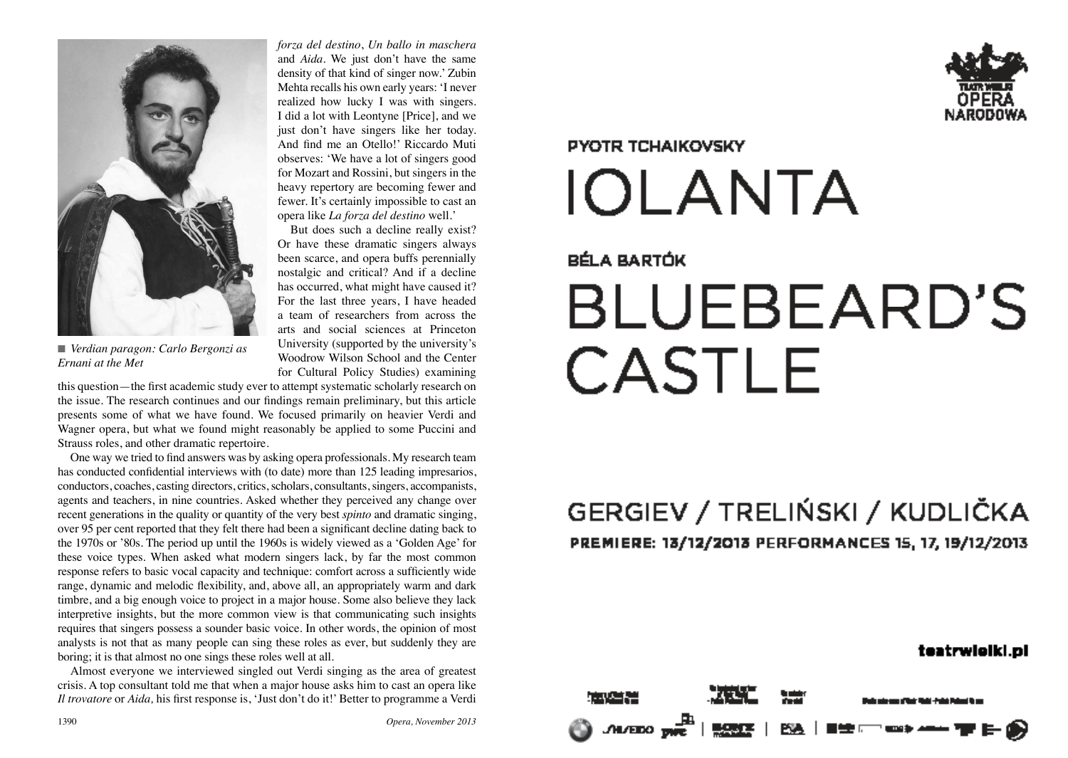*forza del destino*, *Un ballo in maschera* and *Aida*. We just don't have the same density of that kind of singer now.' Zubin Mehta recalls his own early years: 'I never realized how lucky I was with singers. I did a lot with Leontyne [Price], and we just don't have singers like her today. And find me an Otello!' Riccardo Muti observes: 'We have a lot of singers good for Mozart and Rossini, but singers in the heavy repertory are becoming fewer and fewer. It's certainly impossible to cast an opera like *La forza del destino* well.'

■ *Verdian paragon: Carlo Bergonzi as Ernani at the Met*

But does such a decline really exist? Or have these dramatic singers always been scarce, and opera buffs perennially nostalgic and critical? And if a decline has occurred, what might have caused it? For the last three years, I have headed a team of researchers from across the arts and social sciences at Princeton University (supported by the university's Woodrow Wilson School and the Center for Cultural Policy Studies) examining this question—the first academic study ever to attempt systematic scholarly research on the issue. The research continues and our findings remain preliminary, but this article presents some of what we have found. We focused primarily on heavier Verdi and Wagner opera, but what we found might reasonably be applied to some Puccini and Strauss roles, and other dramatic repertoire.

One way we tried to find answers was by asking opera professionals. My research team has conducted confidential interviews with (to date) more than 125 leading impresarios, conductors, coaches, casting directors, critics, scholars, consultants, singers, accompanists, agents and teachers, in nine countries. Asked whether they perceived any change over recent generations in the quality or quantity of the very best *spinto* and dramatic singing, over 95 per cent reported that they felt there had been a significant decline dating back to the 1970s or '80s. The period up until the 1960s is widely viewed as a 'Golden Age' for these voice types. When asked what modern singers lack, by far the most common response refers to basic vocal capacity and technique: comfort across a sufficiently wide range, dynamic and melodic flexibility, and, above all, an appropriately warm and dark timbre, and a big enough voice to project in a major house. Some also believe they lack interpretive insights, but the more common view is that communicating such insights requires that singers possess a sounder basic voice. In other words, the opinion of most analysts is not that as many people can sing these roles as ever, but suddenly they are boring; it is that almost no one sings these roles well at all.

Almost everyone we interviewed singled out Verdi singing as the area of greatest crisis. A top consultant told me that when a major house asks him to cast an opera like *Il trovatore* or *Aida,* his first response is, 'Just don't do it!' Better to programme a Verdi

TEATR WIELKI OPERA NARODOWA

PYOTR TCHAIKOVSKY

# IOLANTA

BÉLA BARTÓK

# BLUEBEARD'S CASTLE

## GERGIEV / TRELIŃSKI / KUDLIČKA

**PREMIERE: 13/12/2013 PERFORMANCES 15, 17, 19/12/2013**

**teatrwielki.pl**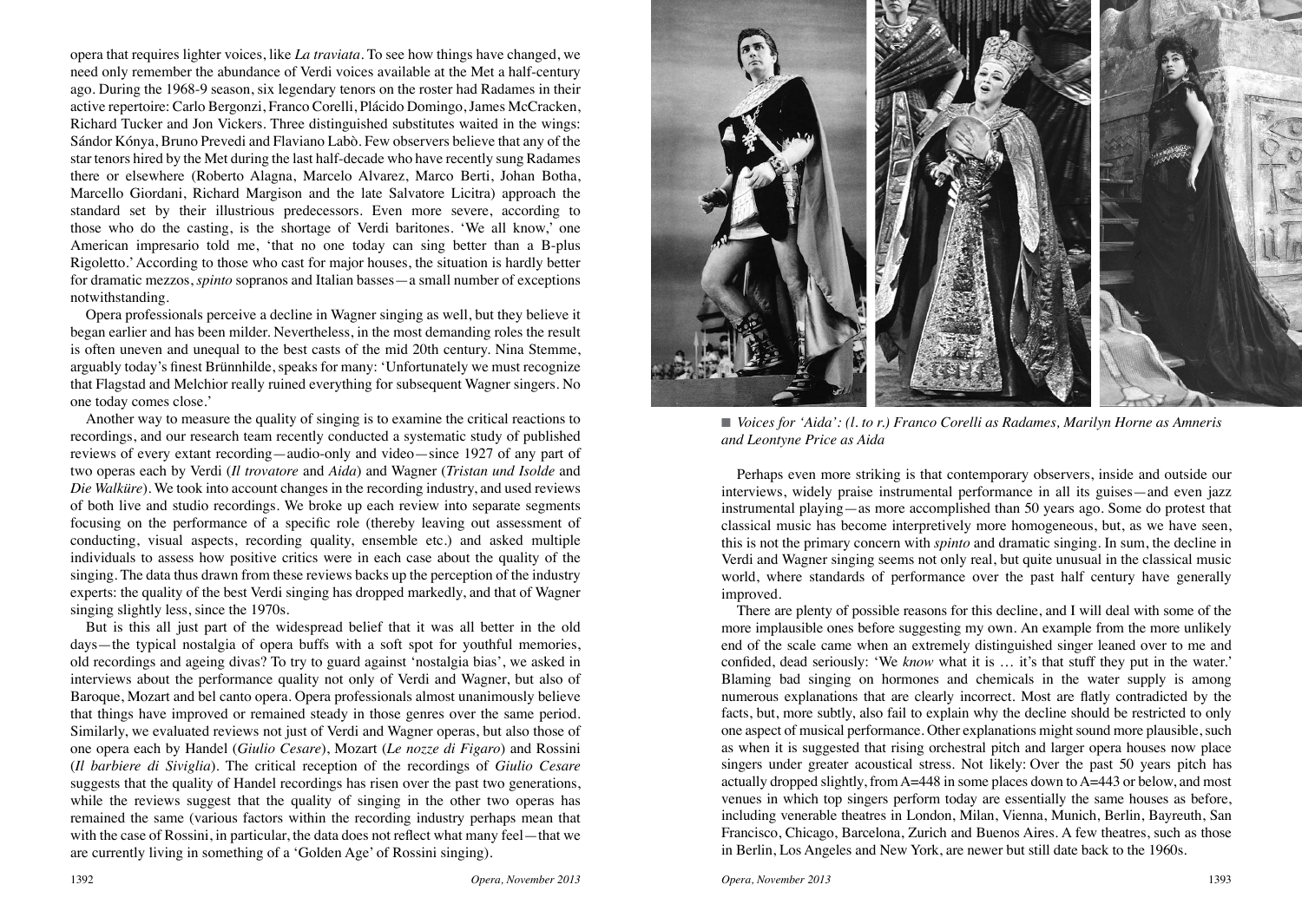opera that requires lighter voices, like *La traviata*. To see how things have changed, we need only remember the abundance of Verdi voices available at the Met a half-century ago. During the 1968-9 season, six legendary tenors on the roster had Radames in their active repertoire: Carlo Bergonzi, Franco Corelli, Plácido Domingo, James McCracken, Richard Tucker and Jon Vickers. Three distinguished substitutes waited in the wings: Sándor Kónya, Bruno Prevedi and Flaviano Labò. Few observers believe that any of the star tenors hired by the Met during the last half-decade who have recently sung Radames there or elsewhere (Roberto Alagna, Marcelo Alvarez, Marco Berti, Johan Botha, Marcello Giordani, Richard Margison and the late Salvatore Licitra) approach the standard set by their illustrious predecessors. Even more severe, according to those who do the casting, is the shortage of Verdi baritones. 'We all know,' one American impresario told me, 'that no one today can sing better than a B-plus Rigoletto.' According to those who cast for major houses, the situation is hardly better for dramatic mezzos, *spinto* sopranos and Italian basses—a small number of exceptions notwithstanding.

Opera professionals perceive a decline in Wagner singing as well, but they believe it began earlier and has been milder. Nevertheless, in the most demanding roles the result is often uneven and unequal to the best casts of the mid 20th century. Nina Stemme, arguably today's finest Brünnhilde, speaks for many: 'Unfortunately we must recognize that Flagstad and Melchior really ruined everything for subsequent Wagner singers. No one today comes close.'

Another way to measure the quality of singing is to examine the critical reactions to recordings, and our research team recently conducted a systematic study of published reviews of every extant recording—audio-only and video—since 1927 of any part of two operas each by Verdi (*Il trovatore* and *Aida*) and Wagner (*Tristan und Isolde* and *Die Walküre*). We took into account changes in the recording industry, and used reviews of both live and studio recordings. We broke up each review into separate segments focusing on the performance of a specific role (thereby leaving out assessment of conducting, visual aspects, recording quality, ensemble etc.) and asked multiple individuals to assess how positive critics were in each case about the quality of the singing. The data thus drawn from these reviews backs up the perception of the industry experts: the quality of the best Verdi singing has dropped markedly, and that of Wagner singing slightly less, since the 1970s.

But is this all just part of the widespread belief that it was all better in the old days—the typical nostalgia of opera buffs with a soft spot for youthful memories, old recordings and ageing divas? To try to guard against 'nostalgia bias', we asked in interviews about the performance quality not only of Verdi and Wagner, but also of Baroque, Mozart and bel canto opera. Opera professionals almost unanimously believe that things have improved or remained steady in those genres over the same period. Similarly, we evaluated reviews not just of Verdi and Wagner operas, but also those of one opera each by Handel (*Giulio Cesare*), Mozart (*Le nozze di Figaro*) and Rossini (*Il barbiere di Siviglia*). The critical reception of the recordings of *Giulio Cesare* suggests that the quality of Handel recordings has risen over the past two generations, while the reviews suggest that the quality of singing in the other two operas has remained the same (various factors within the recording industry perhaps mean that with the case of Rossini, in particular, the data does not reflect what many feel—that we are currently living in something of a 'Golden Age' of Rossini singing).

■ *Voices for 'Aida': (l. to r.) Franco Corelli as Radames, Marilyn Horne as Amneris and Leontyne Price as Aida*

Perhaps even more striking is that contemporary observers, inside and outside our interviews, widely praise instrumental performance in all its guises—and even jazz instrumental playing—as more accomplished than 50 years ago. Some do protest that classical music has become interpretively more homogeneous, but, as we have seen, this is not the primary concern with *spinto* and dramatic singing. In sum, the decline in Verdi and Wagner singing seems not only real, but quite unusual in the classical music world, where standards of performance over the past half century have generally improved.

There are plenty of possible reasons for this decline, and I will deal with some of the more implausible ones before suggesting my own. An example from the more unlikely end of the scale came when an extremely distinguished singer leaned over to me and confided, dead seriously: 'We *know* what it is … it's that stuff they put in the water.' Blaming bad singing on hormones and chemicals in the water supply is among numerous explanations that are clearly incorrect. Most are flatly contradicted by the facts, but, more subtly, also fail to explain why the decline should be restricted to only one aspect of musical performance. Other explanations might sound more plausible, such as when it is suggested that rising orchestral pitch and larger opera houses now place singers under greater acoustical stress. Not likely: Over the past 50 years pitch has actually dropped slightly, from A=448 in some places down to A=443 or below, and most venues in which top singers perform today are essentially the same houses as before, including venerable theatres in London, Milan, Vienna, Munich, Berlin, Bayreuth, San Francisco, Chicago, Barcelona, Zurich and Buenos Aires. A few theatres, such as those in Berlin, Los Angeles and New York, are newer but still date back to the 1960s.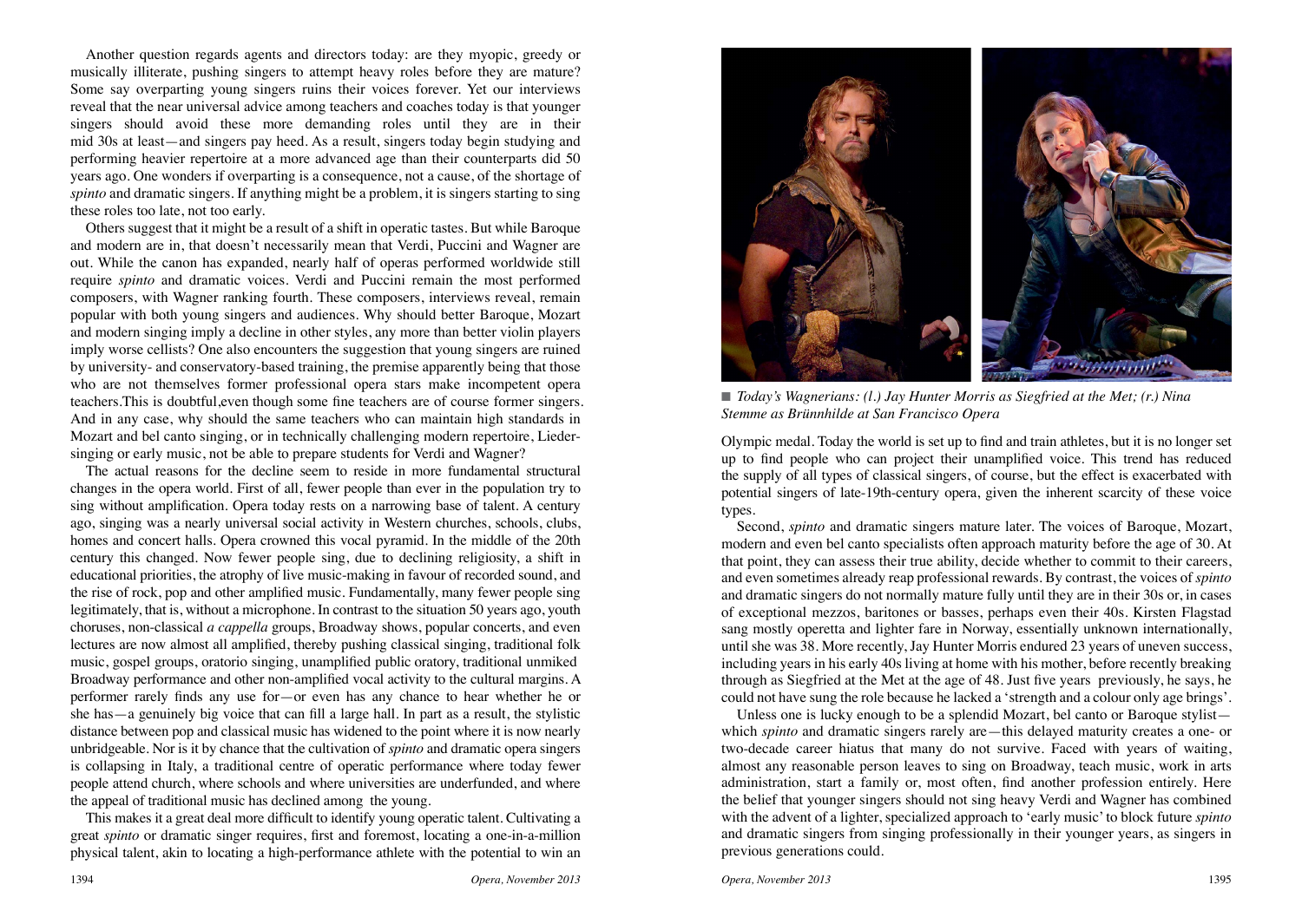Another question regards agents and directors today: are they myopic, greedy or musically illiterate, pushing singers to attempt heavy roles before they are mature? Some say overparting young singers ruins their voices forever. Yet our interviews reveal that the near universal advice among teachers and coaches today is that younger singers should avoid these more demanding roles until they are in their mid 30s at least—and singers pay heed. As a result, singers today begin studying and performing heavier repertoire at a more advanced age than their counterparts did 50 years ago. One wonders if overparting is a consequence, not a cause, of the shortage of *spinto* and dramatic singers. If anything might be a problem, it is singers starting to sing these roles too late, not too early.

Others suggest that it might be a result of a shift in operatic tastes. But while Baroque and modern are in, that doesn't necessarily mean that Verdi, Puccini and Wagner are out. While the canon has expanded, nearly half of operas performed worldwide still require *spinto* and dramatic voices. Verdi and Puccini remain the most performed composers, with Wagner ranking fourth. These composers, interviews reveal, remain popular with both young singers and audiences. Why should better Baroque, Mozart and modern singing imply a decline in other styles, any more than better violin players imply worse cellists? One also encounters the suggestion that young singers are ruined by university- and conservatory-based training, the premise apparently being that those who are not themselves former professional opera stars make incompetent opera teachers.This is doubtful,even though some fine teachers are of course former singers. And in any case, why should the same teachers who can maintain high standards in Mozart and bel canto singing, or in technically challenging modern repertoire, Lieder-singing or early music, not be able to prepare students for Verdi and Wagner?

The actual reasons for the decline seem to reside in more fundamental structural changes in the opera world. First of all, fewer people than ever in the population try to sing without amplification. Opera today rests on a narrowing base of talent. A century ago, singing was a nearly universal social activity in Western churches, schools, clubs, homes and concert halls. Opera crowned this vocal pyramid. In the middle of the 20th century this changed. Now fewer people sing, due to declining religiosity, a shift in educational priorities, the atrophy of live music-making in favour of recorded sound, and the rise of rock, pop and other amplified music. Fundamentally, many fewer people sing legitimately, that is, without a microphone. In contrast to the situation 50 years ago, youth choruses, non-classical *a cappella* groups, Broadway shows, popular concerts, and even lectures are now almost all amplified, thereby pushing classical singing, traditional folk music, gospel groups, oratorio singing, unamplified public oratory, traditional unmiked Broadway performance and other non-amplified vocal activity to the cultural margins. A performer rarely finds any use for—or even has any chance to hear whether he or she has—a genuinely big voice that can fill a large hall. In part as a result, the stylistic distance between pop and classical music has widened to the point where it is now nearly unbridgeable. Nor is it by chance that the cultivation of *spinto* and dramatic opera singers is collapsing in Italy, a traditional centre of operatic performance where today fewer people attend church, where schools and where universities are underfunded, and where the appeal of traditional music has declined among the young.

This makes it a great deal more difficult to identify young operatic talent. Cultivating a great *spinto* or dramatic singer requires, first and foremost, locating a one-in-a-million physical talent, akin to locating a high-performance athlete with the potential to win an Olympic medal. Today the world is set up to find and train athletes, but it is no longer set up to find people who can project their unamplified voice. This trend has reduced the supply of all types of classical singers, of course, but the effect is exacerbated with potential singers of late-19th-century opera, given the inherent scarcity of these voice types.

■ *Today's Wagnerians: (l.) Jay Hunter Morris as Siegfried at the Met; (r.) Nina Stemme as Brünnhilde at San Francisco Opera*

Second, *spinto* and dramatic singers mature later. The voices of Baroque, Mozart, modern and even bel canto specialists often approach maturity before the age of 30. At that point, they can assess their true ability, decide whether to commit to their careers, and even sometimes already reap professional rewards. By contrast, the voices of *spinto* and dramatic singers do not normally mature fully until they are in their 30s or, in cases of exceptional mezzos, baritones or basses, perhaps even their 40s. Kirsten Flagstad sang mostly operetta and lighter fare in Norway, essentially unknown internationally, until she was 38. More recently, Jay Hunter Morris endured 23 years of uneven success, including years in his early 40s living at home with his mother, before recently breaking through as Siegfried at the Met at the age of 48. Just five years previously, he says, he could not have sung the role because he lacked a 'strength and a colour only age brings'.

Unless one is lucky enough to be a splendid Mozart, bel canto or Baroque stylist—which *spinto* and dramatic singers rarely are—this delayed maturity creates a one- or two-decade career hiatus that many do not survive. Faced with years of waiting, almost any reasonable person leaves to sing on Broadway, teach music, work in arts administration, start a family or, most often, find another profession entirely. Here the belief that younger singers should not sing heavy Verdi and Wagner has combined with the advent of a lighter, specialized approach to 'early music' to block future *spinto* and dramatic singers from singing professionally in their younger years, as singers in previous generations could.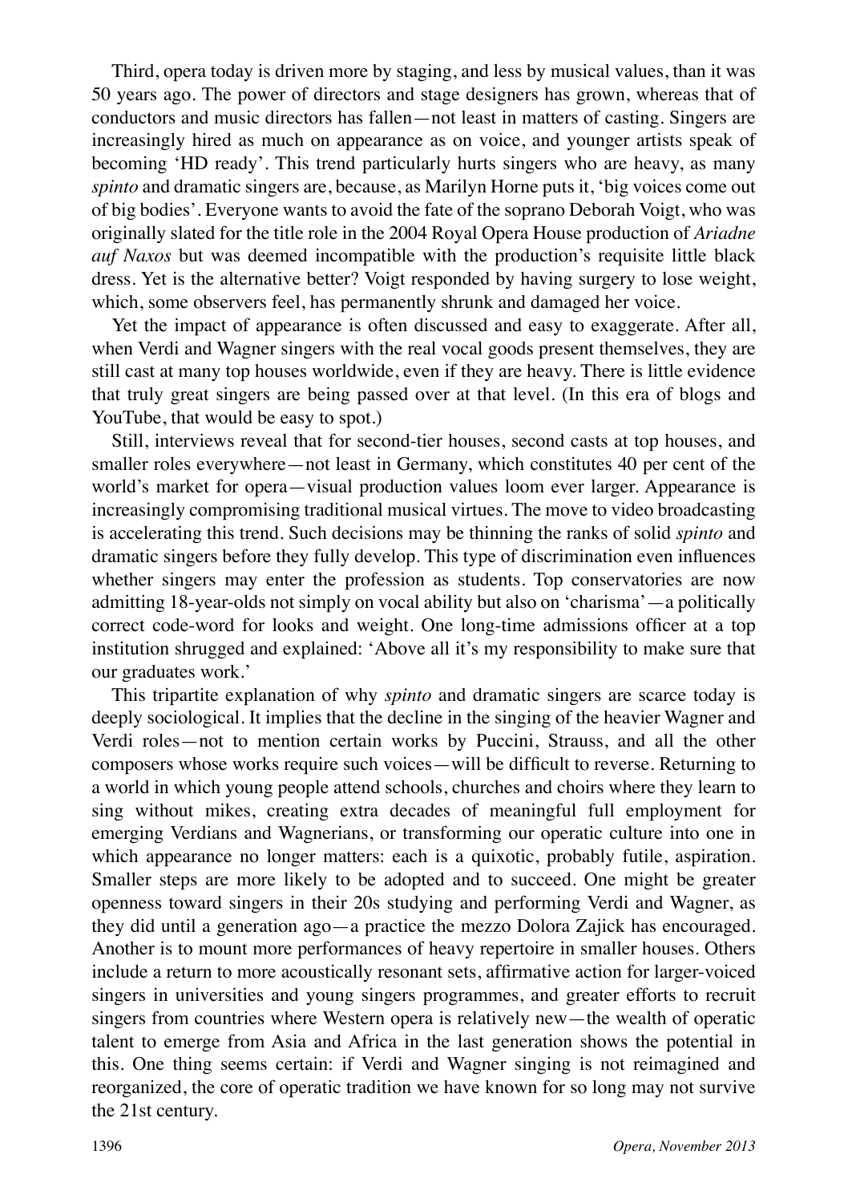Third, opera today is driven more by staging, and less by musical values, than it was 50 years ago. The power of directors and stage designers has grown, whereas that of conductors and music directors has fallen—not least in matters of casting. Singers are increasingly hired as much on appearance as on voice, and younger artists speak of becoming 'HD ready'. This trend particularly hurts singers who are heavy, as many *spinto* and dramatic singers are, because, as Marilyn Horne puts it, 'big voices come out of big bodies'. Everyone wants to avoid the fate of the soprano Deborah Voigt, who was originally slated for the title role in the 2004 Royal Opera House production of *Ariadne auf Naxos* but was deemed incompatible with the production's requisite little black dress. Yet is the alternative better? Voigt responded by having surgery to lose weight, which, some observers feel, has permanently shrunk and damaged her voice.

Yet the impact of appearance is often discussed and easy to exaggerate. After all, when Verdi and Wagner singers with the real vocal goods present themselves, they are still cast at many top houses worldwide, even if they are heavy. There is little evidence that truly great singers are being passed over at that level. (In this era of blogs and YouTube, that would be easy to spot.)

Still, interviews reveal that for second-tier houses, second casts at top houses, and smaller roles everywhere—not least in Germany, which constitutes 40 per cent of the world's market for opera—visual production values loom ever larger. Appearance is increasingly compromising traditional musical virtues. The move to video broadcasting is accelerating this trend. Such decisions may be thinning the ranks of solid *spinto* and dramatic singers before they fully develop. This type of discrimination even influences whether singers may enter the profession as students. Top conservatories are now admitting 18-year-olds not simply on vocal ability but also on 'charisma'—a politically correct code-word for looks and weight. One long-time admissions officer at a top institution shrugged and explained: 'Above all it's my responsibility to make sure that our graduates work.'

This tripartite explanation of why *spinto* and dramatic singers are scarce today is deeply sociological. It implies that the decline in the singing of the heavier Wagner and Verdi roles—not to mention certain works by Puccini, Strauss, and all the other composers whose works require such voices—will be difficult to reverse. Returning to a world in which young people attend schools, churches and choirs where they learn to sing without mikes, creating extra decades of meaningful full employment for emerging Verdians and Wagnerians, or transforming our operatic culture into one in which appearance no longer matters: each is a quixotic, probably futile, aspiration. Smaller steps are more likely to be adopted and to succeed. One might be greater openness toward singers in their 20s studying and performing Verdi and Wagner, as they did until a generation ago—a practice the mezzo Dolora Zajick has encouraged. Another is to mount more performances of heavy repertoire in smaller houses. Others include a return to more acoustically resonant sets, affirmative action for larger-voiced singers in universities and young singers programmes, and greater efforts to recruit singers from countries where Western opera is relatively new—the wealth of operatic talent to emerge from Asia and Africa in the last generation shows the potential in this. One thing seems certain: if Verdi and Wagner singing is not reimagined and reorganized, the core of operatic tradition we have known for so long may not survive the 21st century.